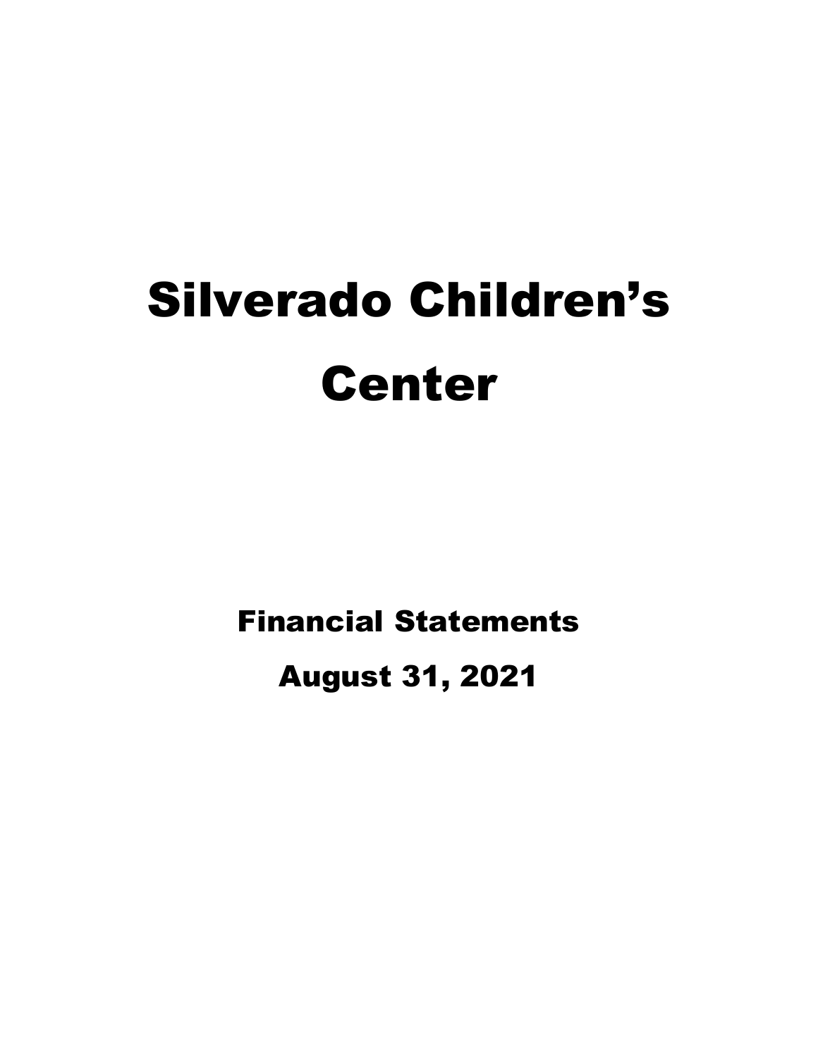# Silverado Children's Center

## Financial Statements

## August 31, 2021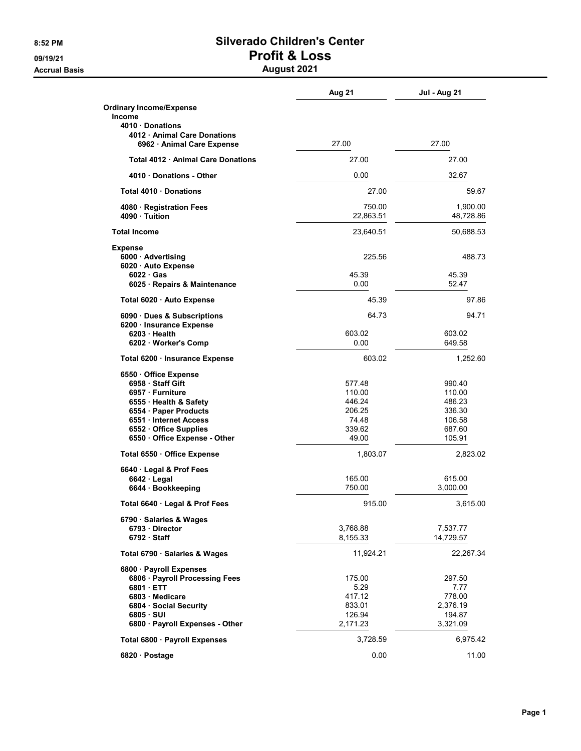# Silverado Children's Center

## Profit & Loss

### August 2021

8:52 PM
09/19/21
Accrual Basis

| | Aug 21 | Jul - Aug 21 |
|---|---|---|
| **Ordinary Income/Expense** | | |
| **Income** | | |
| **4010 · Donations** | | |
| **4012 · Animal Care Donations** | | |
| **6962 · Animal Care Expense** | 27.00 | 27.00 |
| **Total 4012 · Animal Care Donations** | 27.00 | 27.00 |
| **4010 · Donations - Other** | 0.00 | 32.67 |
| **Total 4010 · Donations** | 27.00 | 59.67 |
| **4080 · Registration Fees** | 750.00 | 1,900.00 |
| **4090 · Tuition** | 22,863.51 | 48,728.86 |
| **Total Income** | 23,640.51 | 50,688.53 |
| **Expense** | | |
| **6000 · Advertising** | 225.56 | 488.73 |
| **6020 · Auto Expense** | | |
| **6022 · Gas** | 45.39 | 45.39 |
| **6025 · Repairs & Maintenance** | 0.00 | 52.47 |
| **Total 6020 · Auto Expense** | 45.39 | 97.86 |
| **6090 · Dues & Subscriptions** | 64.73 | 94.71 |
| **6200 · Insurance Expense** | | |
| **6203 · Health** | 603.02 | 603.02 |
| **6202 · Worker's Comp** | 0.00 | 649.58 |
| **Total 6200 · Insurance Expense** | 603.02 | 1,252.60 |
| **6550 · Office Expense** | | |
| **6958 · Staff Gift** | 577.48 | 990.40 |
| **6957 · Furniture** | 110.00 | 110.00 |
| **6555 · Health & Safety** | 446.24 | 486.23 |
| **6554 · Paper Products** | 206.25 | 336.30 |
| **6551 · Internet Access** | 74.48 | 106.58 |
| **6552 · Office Supplies** | 339.62 | 687.60 |
| **6550 · Office Expense - Other** | 49.00 | 105.91 |
| **Total 6550 · Office Expense** | 1,803.07 | 2,823.02 |
| **6640 · Legal & Prof Fees** | | |
| **6642 · Legal** | 165.00 | 615.00 |
| **6644 · Bookkeeping** | 750.00 | 3,000.00 |
| **Total 6640 · Legal & Prof Fees** | 915.00 | 3,615.00 |
| **6790 · Salaries & Wages** | | |
| **6793 · Director** | 3,768.88 | 7,537.77 |
| **6792 · Staff** | 8,155.33 | 14,729.57 |
| **Total 6790 · Salaries & Wages** | 11,924.21 | 22,267.34 |
| **6800 · Payroll Expenses** | | |
| **6806 · Payroll Processing Fees** | 175.00 | 297.50 |
| **6801 · ETT** | 5.29 | 7.77 |
| **6803 · Medicare** | 417.12 | 778.00 |
| **6804 · Social Security** | 833.01 | 2,376.19 |
| **6805 · SUI** | 126.94 | 194.87 |
| **6800 · Payroll Expenses - Other** | 2,171.23 | 3,321.09 |
| **Total 6800 · Payroll Expenses** | 3,728.59 | 6,975.42 |
| **6820 · Postage** | 0.00 | 11.00 |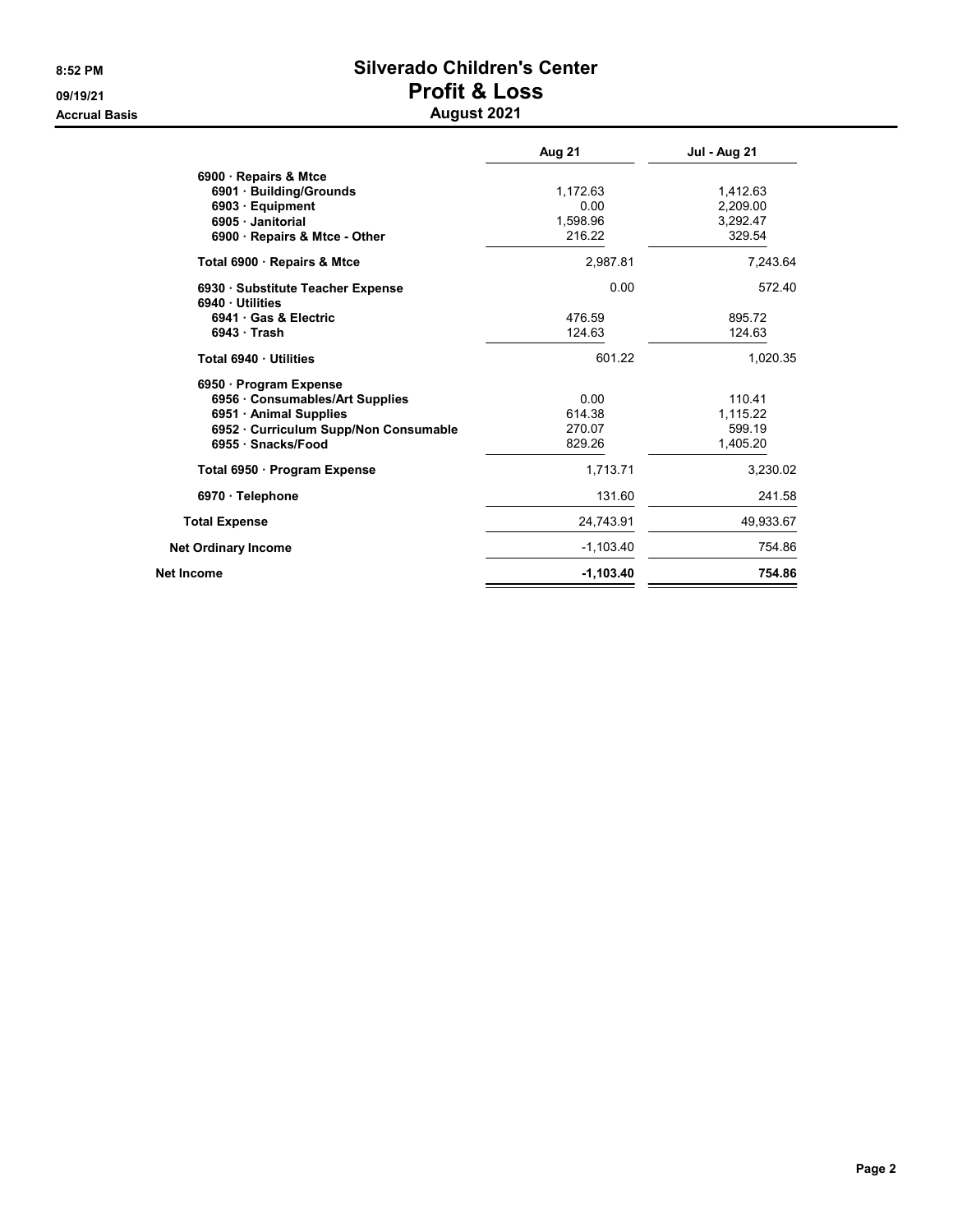# Silverado Children's Center
## Profit & Loss
### August 2021

8:52 PM
09/19/21
Accrual Basis

| | Aug 21 | Jul - Aug 21 |
|---|---|---|
| 6900 · Repairs & Mtce | | |
| 6901 · Building/Grounds | 1,172.63 | 1,412.63 |
| 6903 · Equipment | 0.00 | 2,209.00 |
| 6905 · Janitorial | 1,598.96 | 3,292.47 |
| 6900 · Repairs & Mtce - Other | 216.22 | 329.54 |
| **Total 6900 · Repairs & Mtce** | 2,987.81 | 7,243.64 |
| 6930 · Substitute Teacher Expense | 0.00 | 572.40 |
| 6940 · Utilities | | |
| 6941 · Gas & Electric | 476.59 | 895.72 |
| 6943 · Trash | 124.63 | 124.63 |
| **Total 6940 · Utilities** | 601.22 | 1,020.35 |
| 6950 · Program Expense | | |
| 6956 · Consumables/Art Supplies | 0.00 | 110.41 |
| 6951 · Animal Supplies | 614.38 | 1,115.22 |
| 6952 · Curriculum Supp/Non Consumable | 270.07 | 599.19 |
| 6955 · Snacks/Food | 829.26 | 1,405.20 |
| **Total 6950 · Program Expense** | 1,713.71 | 3,230.02 |
| 6970 · Telephone | 131.60 | 241.58 |
| **Total Expense** | 24,743.91 | 49,933.67 |
| **Net Ordinary Income** | -1,103.40 | 754.86 |
| **Net Income** | **-1,103.40** | **754.86** |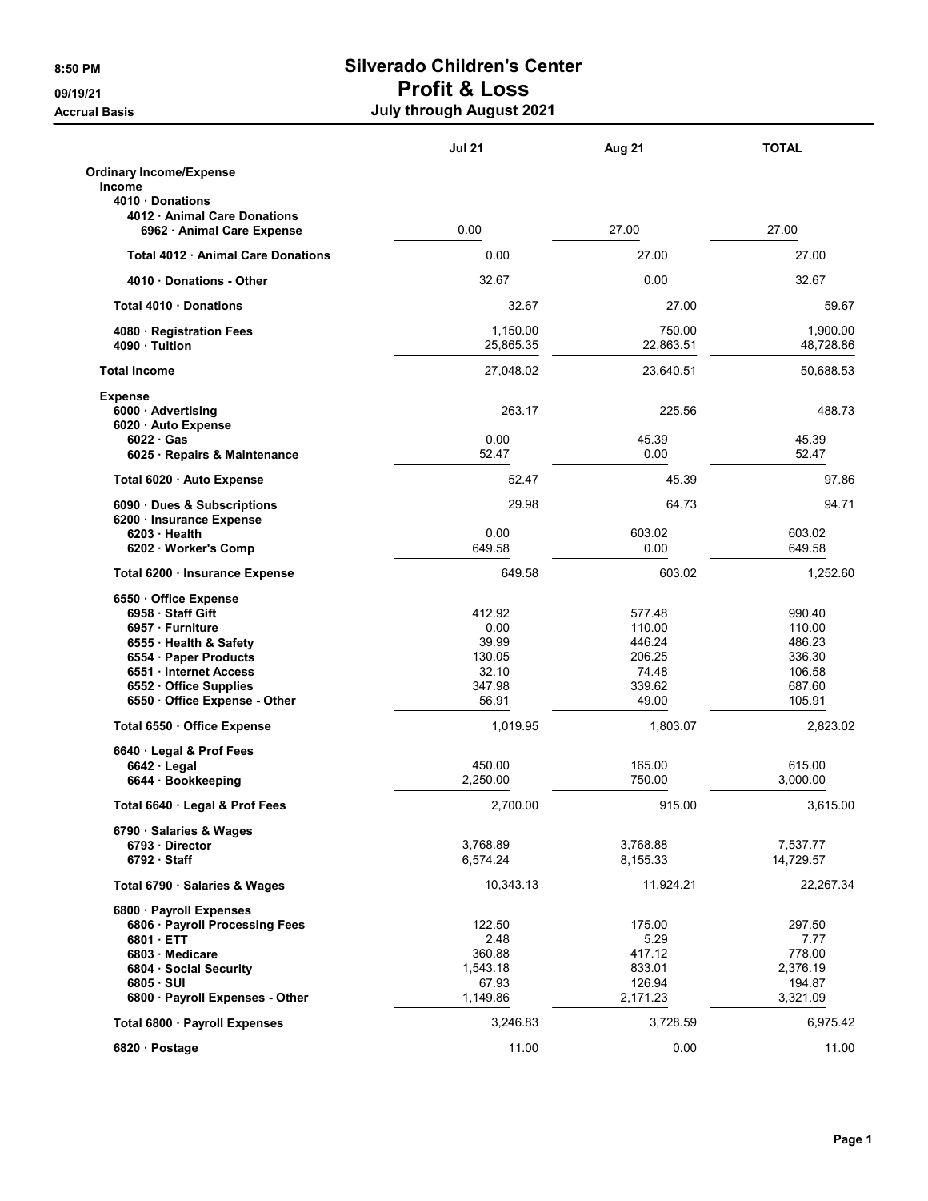# Silverado Children's Center

## Profit & Loss

### July through August 2021

8:50 PM
09/19/21
Accrual Basis

| | Jul 21 | Aug 21 | TOTAL |
|---|---|---|---|
| **Ordinary Income/Expense** | | | |
| **Income** | | | |
| **4010 · Donations** | | | |
| **4012 · Animal Care Donations** | | | |
| **6962 · Animal Care Expense** | 0.00 | 27.00 | 27.00 |
| **Total 4012 · Animal Care Donations** | 0.00 | 27.00 | 27.00 |
| **4010 · Donations - Other** | 32.67 | 0.00 | 32.67 |
| **Total 4010 · Donations** | 32.67 | 27.00 | 59.67 |
| **4080 · Registration Fees** | 1,150.00 | 750.00 | 1,900.00 |
| **4090 · Tuition** | 25,865.35 | 22,863.51 | 48,728.86 |
| **Total Income** | 27,048.02 | 23,640.51 | 50,688.53 |
| **Expense** | | | |
| **6000 · Advertising** | 263.17 | 225.56 | 488.73 |
| **6020 · Auto Expense** | | | |
| **6022 · Gas** | 0.00 | 45.39 | 45.39 |
| **6025 · Repairs & Maintenance** | 52.47 | 0.00 | 52.47 |
| **Total 6020 · Auto Expense** | 52.47 | 45.39 | 97.86 |
| **6090 · Dues & Subscriptions** | 29.98 | 64.73 | 94.71 |
| **6200 · Insurance Expense** | | | |
| **6203 · Health** | 0.00 | 603.02 | 603.02 |
| **6202 · Worker's Comp** | 649.58 | 0.00 | 649.58 |
| **Total 6200 · Insurance Expense** | 649.58 | 603.02 | 1,252.60 |
| **6550 · Office Expense** | | | |
| **6958 · Staff Gift** | 412.92 | 577.48 | 990.40 |
| **6957 · Furniture** | 0.00 | 110.00 | 110.00 |
| **6555 · Health & Safety** | 39.99 | 446.24 | 486.23 |
| **6554 · Paper Products** | 130.05 | 206.25 | 336.30 |
| **6551 · Internet Access** | 32.10 | 74.48 | 106.58 |
| **6552 · Office Supplies** | 347.98 | 339.62 | 687.60 |
| **6550 · Office Expense - Other** | 56.91 | 49.00 | 105.91 |
| **Total 6550 · Office Expense** | 1,019.95 | 1,803.07 | 2,823.02 |
| **6640 · Legal & Prof Fees** | | | |
| **6642 · Legal** | 450.00 | 165.00 | 615.00 |
| **6644 · Bookkeeping** | 2,250.00 | 750.00 | 3,000.00 |
| **Total 6640 · Legal & Prof Fees** | 2,700.00 | 915.00 | 3,615.00 |
| **6790 · Salaries & Wages** | | | |
| **6793 · Director** | 3,768.89 | 3,768.88 | 7,537.77 |
| **6792 · Staff** | 6,574.24 | 8,155.33 | 14,729.57 |
| **Total 6790 · Salaries & Wages** | 10,343.13 | 11,924.21 | 22,267.34 |
| **6800 · Payroll Expenses** | | | |
| **6806 · Payroll Processing Fees** | 122.50 | 175.00 | 297.50 |
| **6801 · ETT** | 2.48 | 5.29 | 7.77 |
| **6803 · Medicare** | 360.88 | 417.12 | 778.00 |
| **6804 · Social Security** | 1,543.18 | 833.01 | 2,376.19 |
| **6805 · SUI** | 67.93 | 126.94 | 194.87 |
| **6800 · Payroll Expenses - Other** | 1,149.86 | 2,171.23 | 3,321.09 |
| **Total 6800 · Payroll Expenses** | 3,246.83 | 3,728.59 | 6,975.42 |
| **6820 · Postage** | 11.00 | 0.00 | 11.00 |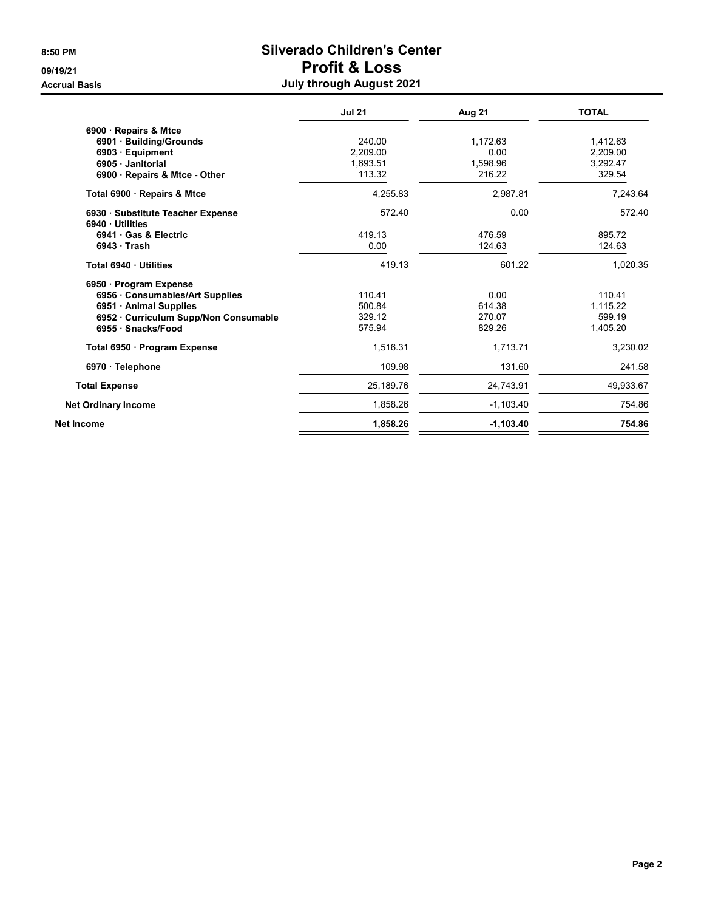# Silverado Children's Center

## Profit & Loss

8:50 PM
09/19/21
Accrual Basis

**July through August 2021**

| | Jul 21 | Aug 21 | TOTAL |
|---|---|---|---|
| 6900 · Repairs & Mtce | | | |
| 6901 · Building/Grounds | 240.00 | 1,172.63 | 1,412.63 |
| 6903 · Equipment | 2,209.00 | 0.00 | 2,209.00 |
| 6905 · Janitorial | 1,693.51 | 1,598.96 | 3,292.47 |
| 6900 · Repairs & Mtce - Other | 113.32 | 216.22 | 329.54 |
| Total 6900 · Repairs & Mtce | 4,255.83 | 2,987.81 | 7,243.64 |
| 6930 · Substitute Teacher Expense | 572.40 | 0.00 | 572.40 |
| 6940 · Utilities | | | |
| 6941 · Gas & Electric | 419.13 | 476.59 | 895.72 |
| 6943 · Trash | 0.00 | 124.63 | 124.63 |
| Total 6940 · Utilities | 419.13 | 601.22 | 1,020.35 |
| 6950 · Program Expense | | | |
| 6956 · Consumables/Art Supplies | 110.41 | 0.00 | 110.41 |
| 6951 · Animal Supplies | 500.84 | 614.38 | 1,115.22 |
| 6952 · Curriculum Supp/Non Consumable | 329.12 | 270.07 | 599.19 |
| 6955 · Snacks/Food | 575.94 | 829.26 | 1,405.20 |
| Total 6950 · Program Expense | 1,516.31 | 1,713.71 | 3,230.02 |
| 6970 · Telephone | 109.98 | 131.60 | 241.58 |
| Total Expense | 25,189.76 | 24,743.91 | 49,933.67 |
| Net Ordinary Income | 1,858.26 | -1,103.40 | 754.86 |
| **Net Income** | **1,858.26** | **-1,103.40** | **754.86** |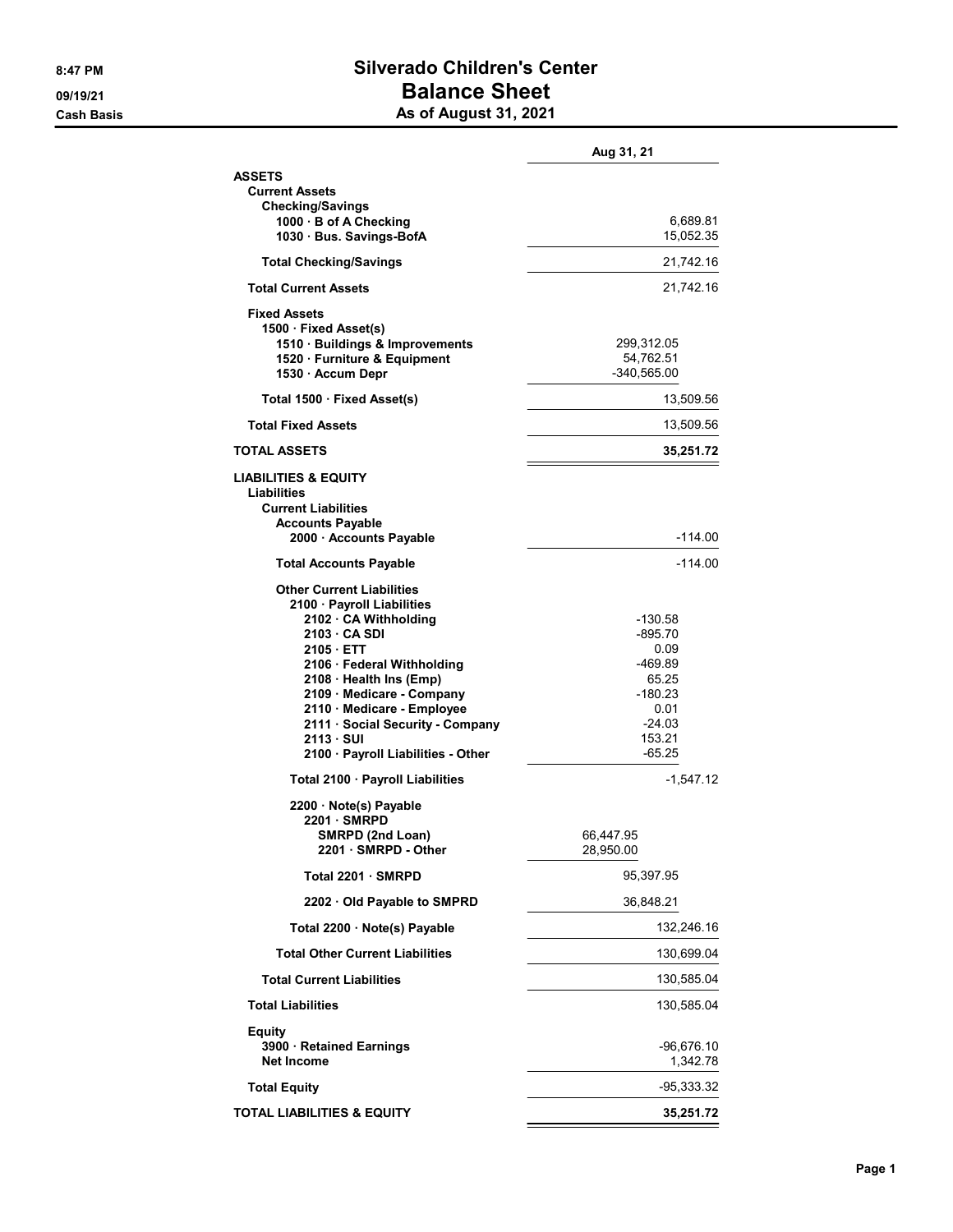# Silverado Children's Center

## Balance Sheet

### As of August 31, 2021

8:47 PM
09/19/21
Cash Basis

| | | Aug 31, 21 |
|---|---|---|
| **ASSETS** | | |
| **Current Assets** | | |
| **Checking/Savings** | | |
| **1000 · B of A Checking** | | 6,689.81 |
| **1030 · Bus. Savings-BofA** | | 15,052.35 |
| **Total Checking/Savings** | | 21,742.16 |
| **Total Current Assets** | | 21,742.16 |
| **Fixed Assets** | | |
| **1500 · Fixed Asset(s)** | | |
| **1510 · Buildings & Improvements** | 299,312.05 | |
| **1520 · Furniture & Equipment** | 54,762.51 | |
| **1530 · Accum Depr** | -340,565.00 | |
| **Total 1500 · Fixed Asset(s)** | | 13,509.56 |
| **Total Fixed Assets** | | 13,509.56 |
| **TOTAL ASSETS** | | **35,251.72** |
| **LIABILITIES & EQUITY** | | |
| **Liabilities** | | |
| **Current Liabilities** | | |
| **Accounts Payable** | | |
| **2000 · Accounts Payable** | | -114.00 |
| **Total Accounts Payable** | | -114.00 |
| **Other Current Liabilities** | | |
| **2100 · Payroll Liabilities** | | |
| **2102 · CA Withholding** | -130.58 | |
| **2103 · CA SDI** | -895.70 | |
| **2105 · ETT** | 0.09 | |
| **2106 · Federal Withholding** | -469.89 | |
| **2108 · Health Ins (Emp)** | 65.25 | |
| **2109 · Medicare - Company** | -180.23 | |
| **2110 · Medicare - Employee** | 0.01 | |
| **2111 · Social Security - Company** | -24.03 | |
| **2113 · SUI** | 153.21 | |
| **2100 · Payroll Liabilities - Other** | -65.25 | |
| **Total 2100 · Payroll Liabilities** | | -1,547.12 |
| **2200 · Note(s) Payable** | | |
| **2201 · SMRPD** | | |
| **SMRPD (2nd Loan)** | 66,447.95 | |
| **2201 · SMRPD - Other** | 28,950.00 | |
| **Total 2201 · SMRPD** | 95,397.95 | |
| **2202 · Old Payable to SMPRD** | 36,848.21 | |
| **Total 2200 · Note(s) Payable** | | 132,246.16 |
| **Total Other Current Liabilities** | | 130,699.04 |
| **Total Current Liabilities** | | 130,585.04 |
| **Total Liabilities** | | 130,585.04 |
| **Equity** | | |
| **3900 · Retained Earnings** | | -96,676.10 |
| **Net Income** | | 1,342.78 |
| **Total Equity** | | -95,333.32 |
| **TOTAL LIABILITIES & EQUITY** | | **35,251.72** |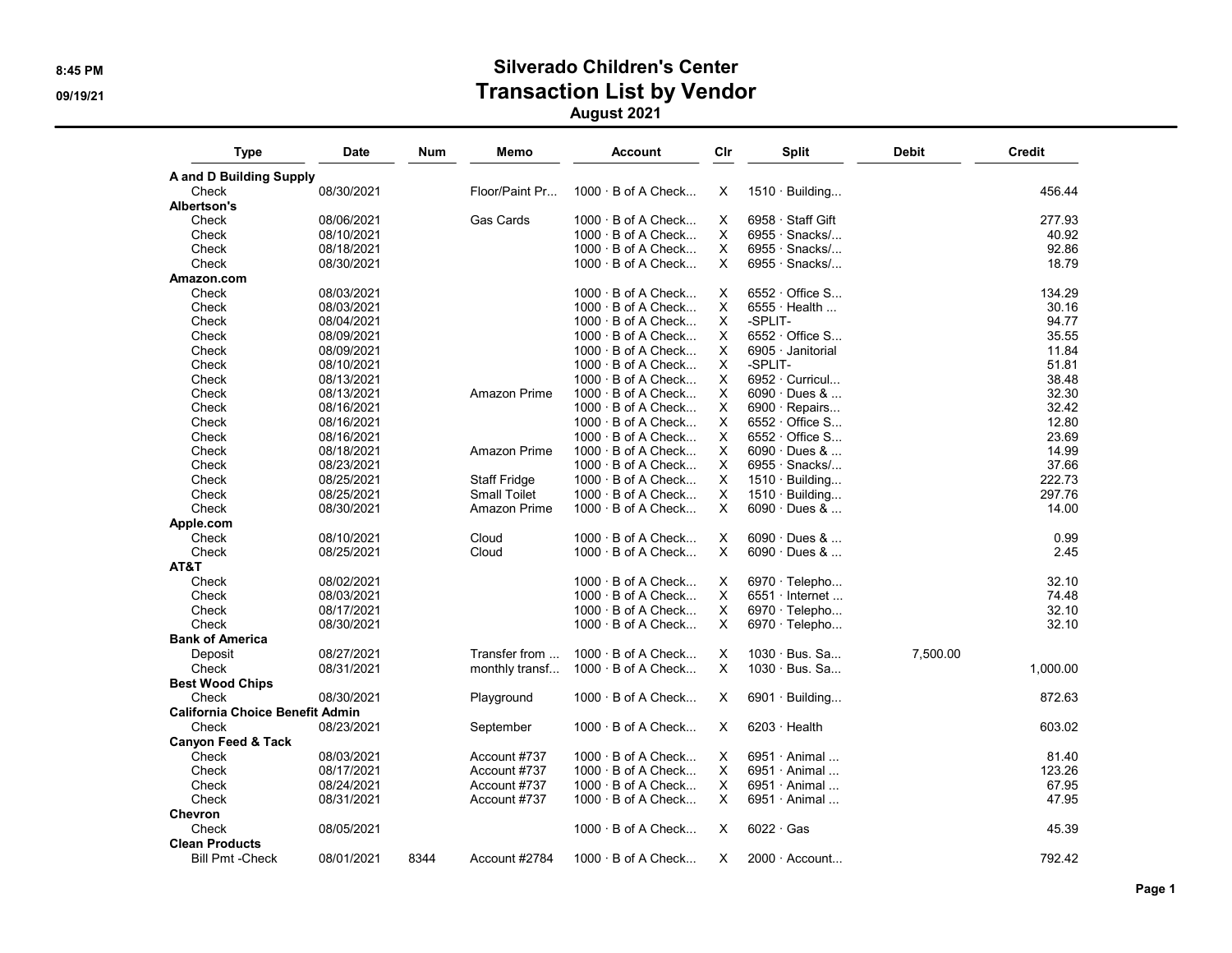# Silverado Children's Center
## Transaction List by Vendor
### August 2021

| Type | Date | Num | Memo | Account | Clr | Split | Debit | Credit |
|---|---|---|---|---|---|---|---|---|
| **A and D Building Supply** | | | | | | | | |
| Check | 08/30/2021 | | Floor/Paint Pr... | 1000 · B of A Check... | X | 1510 · Building... | | 456.44 |
| **Albertson's** | | | | | | | | |
| Check | 08/06/2021 | | Gas Cards | 1000 · B of A Check... | X | 6958 · Staff Gift | | 277.93 |
| Check | 08/10/2021 | | | 1000 · B of A Check... | X | 6955 · Snacks/... | | 40.92 |
| Check | 08/18/2021 | | | 1000 · B of A Check... | X | 6955 · Snacks/... | | 92.86 |
| Check | 08/30/2021 | | | 1000 · B of A Check... | X | 6955 · Snacks/... | | 18.79 |
| **Amazon.com** | | | | | | | | |
| Check | 08/03/2021 | | | 1000 · B of A Check... | X | 6552 · Office S... | | 134.29 |
| Check | 08/03/2021 | | | 1000 · B of A Check... | X | 6555 · Health ... | | 30.16 |
| Check | 08/04/2021 | | | 1000 · B of A Check... | X | -SPLIT- | | 94.77 |
| Check | 08/09/2021 | | | 1000 · B of A Check... | X | 6552 · Office S... | | 35.55 |
| Check | 08/09/2021 | | | 1000 · B of A Check... | X | 6905 · Janitorial | | 11.84 |
| Check | 08/10/2021 | | | 1000 · B of A Check... | X | -SPLIT- | | 51.81 |
| Check | 08/13/2021 | | | 1000 · B of A Check... | X | 6952 · Curricul... | | 38.48 |
| Check | 08/13/2021 | | Amazon Prime | 1000 · B of A Check... | X | 6090 · Dues & ... | | 32.30 |
| Check | 08/16/2021 | | | 1000 · B of A Check... | X | 6900 · Repairs... | | 32.42 |
| Check | 08/16/2021 | | | 1000 · B of A Check... | X | 6552 · Office S... | | 12.80 |
| Check | 08/16/2021 | | | 1000 · B of A Check... | X | 6552 · Office S... | | 23.69 |
| Check | 08/18/2021 | | Amazon Prime | 1000 · B of A Check... | X | 6090 · Dues & ... | | 14.99 |
| Check | 08/23/2021 | | | 1000 · B of A Check... | X | 6955 · Snacks/... | | 37.66 |
| Check | 08/25/2021 | | Staff Fridge | 1000 · B of A Check... | X | 1510 · Building... | | 222.73 |
| Check | 08/25/2021 | | Small Toilet | 1000 · B of A Check... | X | 1510 · Building... | | 297.76 |
| Check | 08/30/2021 | | Amazon Prime | 1000 · B of A Check... | X | 6090 · Dues & ... | | 14.00 |
| **Apple.com** | | | | | | | | |
| Check | 08/10/2021 | | Cloud | 1000 · B of A Check... | X | 6090 · Dues & ... | | 0.99 |
| Check | 08/25/2021 | | Cloud | 1000 · B of A Check... | X | 6090 · Dues & ... | | 2.45 |
| **AT&T** | | | | | | | | |
| Check | 08/02/2021 | | | 1000 · B of A Check... | X | 6970 · Telepho... | | 32.10 |
| Check | 08/03/2021 | | | 1000 · B of A Check... | X | 6551 · Internet ... | | 74.48 |
| Check | 08/17/2021 | | | 1000 · B of A Check... | X | 6970 · Telepho... | | 32.10 |
| Check | 08/30/2021 | | | 1000 · B of A Check... | X | 6970 · Telepho... | | 32.10 |
| **Bank of America** | | | | | | | | |
| Deposit | 08/27/2021 | | Transfer from ... | 1000 · B of A Check... | X | 1030 · Bus. Sa... | 7,500.00 | |
| Check | 08/31/2021 | | monthly transf... | 1000 · B of A Check... | X | 1030 · Bus. Sa... | | 1,000.00 |
| **Best Wood Chips** | | | | | | | | |
| Check | 08/30/2021 | | Playground | 1000 · B of A Check... | X | 6901 · Building... | | 872.63 |
| **California Choice Benefit Admin** | | | | | | | | |
| Check | 08/23/2021 | | September | 1000 · B of A Check... | X | 6203 · Health | | 603.02 |
| **Canyon Feed & Tack** | | | | | | | | |
| Check | 08/03/2021 | | Account #737 | 1000 · B of A Check... | X | 6951 · Animal ... | | 81.40 |
| Check | 08/17/2021 | | Account #737 | 1000 · B of A Check... | X | 6951 · Animal ... | | 123.26 |
| Check | 08/24/2021 | | Account #737 | 1000 · B of A Check... | X | 6951 · Animal ... | | 67.95 |
| Check | 08/31/2021 | | Account #737 | 1000 · B of A Check... | X | 6951 · Animal ... | | 47.95 |
| **Chevron** | | | | | | | | |
| Check | 08/05/2021 | | | 1000 · B of A Check... | X | 6022 · Gas | | 45.39 |
| **Clean Products** | | | | | | | | |
| Bill Pmt -Check | 08/01/2021 | 8344 | Account #2784 | 1000 · B of A Check... | X | 2000 · Account... | | 792.42 |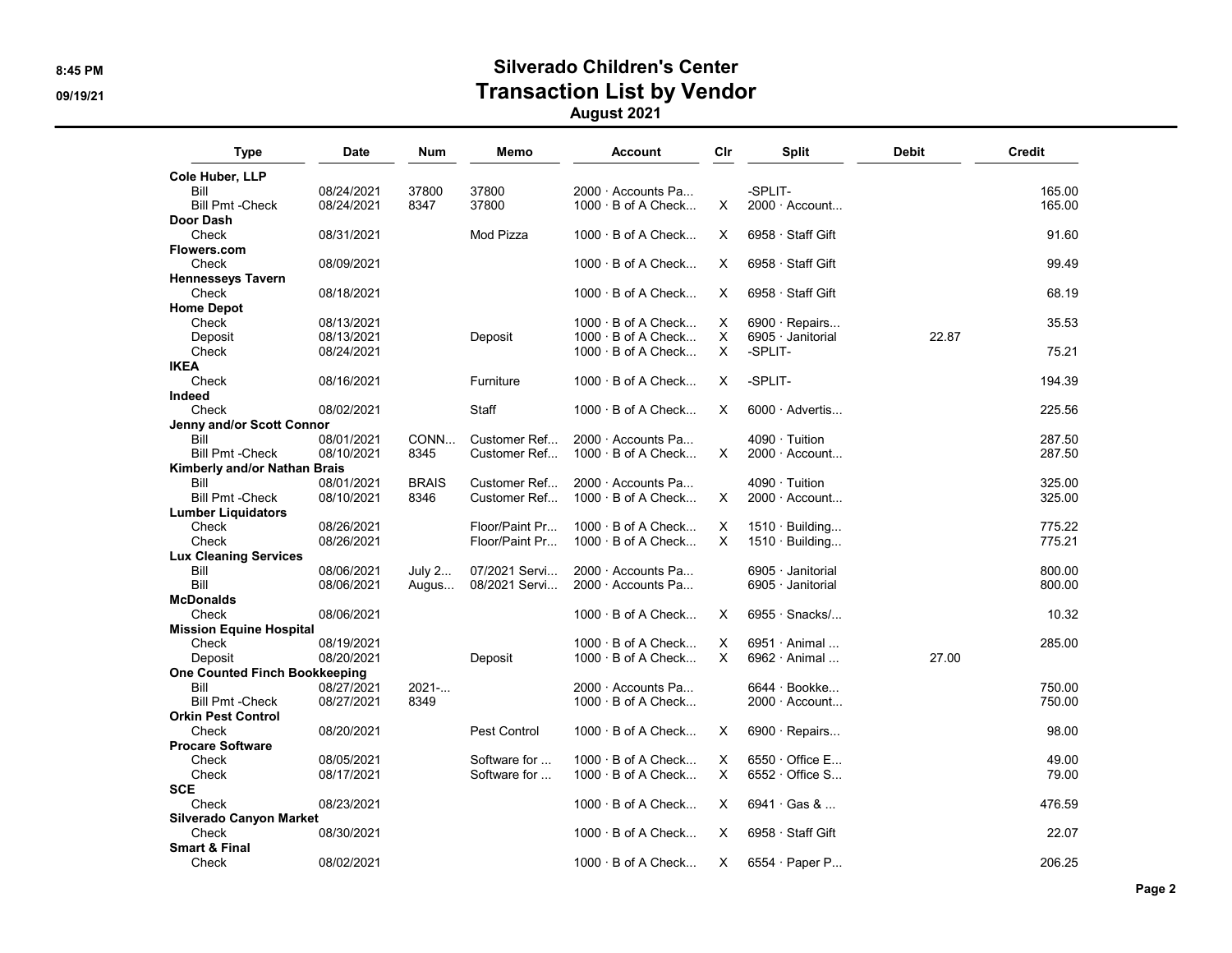# Silverado Children's Center

## Transaction List by Vendor

### August 2021

8:45 PM
09/19/21

| Type | Date | Num | Memo | Account | Clr | Split | Debit | Credit |
|---|---|---|---|---|---|---|---|---|
| **Cole Huber, LLP** | | | | | | | | |
| Bill | 08/24/2021 | 37800 | 37800 | 2000 · Accounts Pa... | | -SPLIT- | | 165.00 |
| Bill Pmt -Check | 08/24/2021 | 8347 | 37800 | 1000 · B of A Check... | X | 2000 · Account... | | 165.00 |
| **Door Dash** | | | | | | | | |
| Check | 08/31/2021 | | Mod Pizza | 1000 · B of A Check... | X | 6958 · Staff Gift | | 91.60 |
| **Flowers.com** | | | | | | | | |
| Check | 08/09/2021 | | | 1000 · B of A Check... | X | 6958 · Staff Gift | | 99.49 |
| **Hennesseys Tavern** | | | | | | | | |
| Check | 08/18/2021 | | | 1000 · B of A Check... | X | 6958 · Staff Gift | | 68.19 |
| **Home Depot** | | | | | | | | |
| Check | 08/13/2021 | | | 1000 · B of A Check... | X | 6900 · Repairs... | | 35.53 |
| Deposit | 08/13/2021 | | Deposit | 1000 · B of A Check... | X | 6905 · Janitorial | 22.87 | |
| Check | 08/24/2021 | | | 1000 · B of A Check... | X | -SPLIT- | | 75.21 |
| **IKEA** | | | | | | | | |
| Check | 08/16/2021 | | Furniture | 1000 · B of A Check... | X | -SPLIT- | | 194.39 |
| **Indeed** | | | | | | | | |
| Check | 08/02/2021 | | Staff | 1000 · B of A Check... | X | 6000 · Advertis... | | 225.56 |
| **Jenny and/or Scott Connor** | | | | | | | | |
| Bill | 08/01/2021 | CONN... | Customer Ref... | 2000 · Accounts Pa... | | 4090 · Tuition | | 287.50 |
| Bill Pmt -Check | 08/10/2021 | 8345 | Customer Ref... | 1000 · B of A Check... | X | 2000 · Account... | | 287.50 |
| **Kimberly and/or Nathan Brais** | | | | | | | | |
| Bill | 08/01/2021 | BRAIS | Customer Ref... | 2000 · Accounts Pa... | | 4090 · Tuition | | 325.00 |
| Bill Pmt -Check | 08/10/2021 | 8346 | Customer Ref... | 1000 · B of A Check... | X | 2000 · Account... | | 325.00 |
| **Lumber Liquidators** | | | | | | | | |
| Check | 08/26/2021 | | Floor/Paint Pr... | 1000 · B of A Check... | X | 1510 · Building... | | 775.22 |
| Check | 08/26/2021 | | Floor/Paint Pr... | 1000 · B of A Check... | X | 1510 · Building... | | 775.21 |
| **Lux Cleaning Services** | | | | | | | | |
| Bill | 08/06/2021 | July 2... | 07/2021 Servi... | 2000 · Accounts Pa... | | 6905 · Janitorial | | 800.00 |
| Bill | 08/06/2021 | Augus... | 08/2021 Servi... | 2000 · Accounts Pa... | | 6905 · Janitorial | | 800.00 |
| **McDonalds** | | | | | | | | |
| Check | 08/06/2021 | | | 1000 · B of A Check... | X | 6955 · Snacks/... | | 10.32 |
| **Mission Equine Hospital** | | | | | | | | |
| Check | 08/19/2021 | | | 1000 · B of A Check... | X | 6951 · Animal ... | | 285.00 |
| Deposit | 08/20/2021 | | Deposit | 1000 · B of A Check... | X | 6962 · Animal ... | 27.00 | |
| **One Counted Finch Bookkeeping** | | | | | | | | |
| Bill | 08/27/2021 | 2021-... | | 2000 · Accounts Pa... | | 6644 · Bookke... | | 750.00 |
| Bill Pmt -Check | 08/27/2021 | 8349 | | 1000 · B of A Check... | | 2000 · Account... | | 750.00 |
| **Orkin Pest Control** | | | | | | | | |
| Check | 08/20/2021 | | Pest Control | 1000 · B of A Check... | X | 6900 · Repairs... | | 98.00 |
| **Procare Software** | | | | | | | | |
| Check | 08/05/2021 | | Software for ... | 1000 · B of A Check... | X | 6550 · Office E... | | 49.00 |
| Check | 08/17/2021 | | Software for ... | 1000 · B of A Check... | X | 6552 · Office S... | | 79.00 |
| **SCE** | | | | | | | | |
| Check | 08/23/2021 | | | 1000 · B of A Check... | X | 6941 · Gas & ... | | 476.59 |
| **Silverado Canyon Market** | | | | | | | | |
| Check | 08/30/2021 | | | 1000 · B of A Check... | X | 6958 · Staff Gift | | 22.07 |
| **Smart & Final** | | | | | | | | |
| Check | 08/02/2021 | | | 1000 · B of A Check... | X | 6554 · Paper P... | | 206.25 |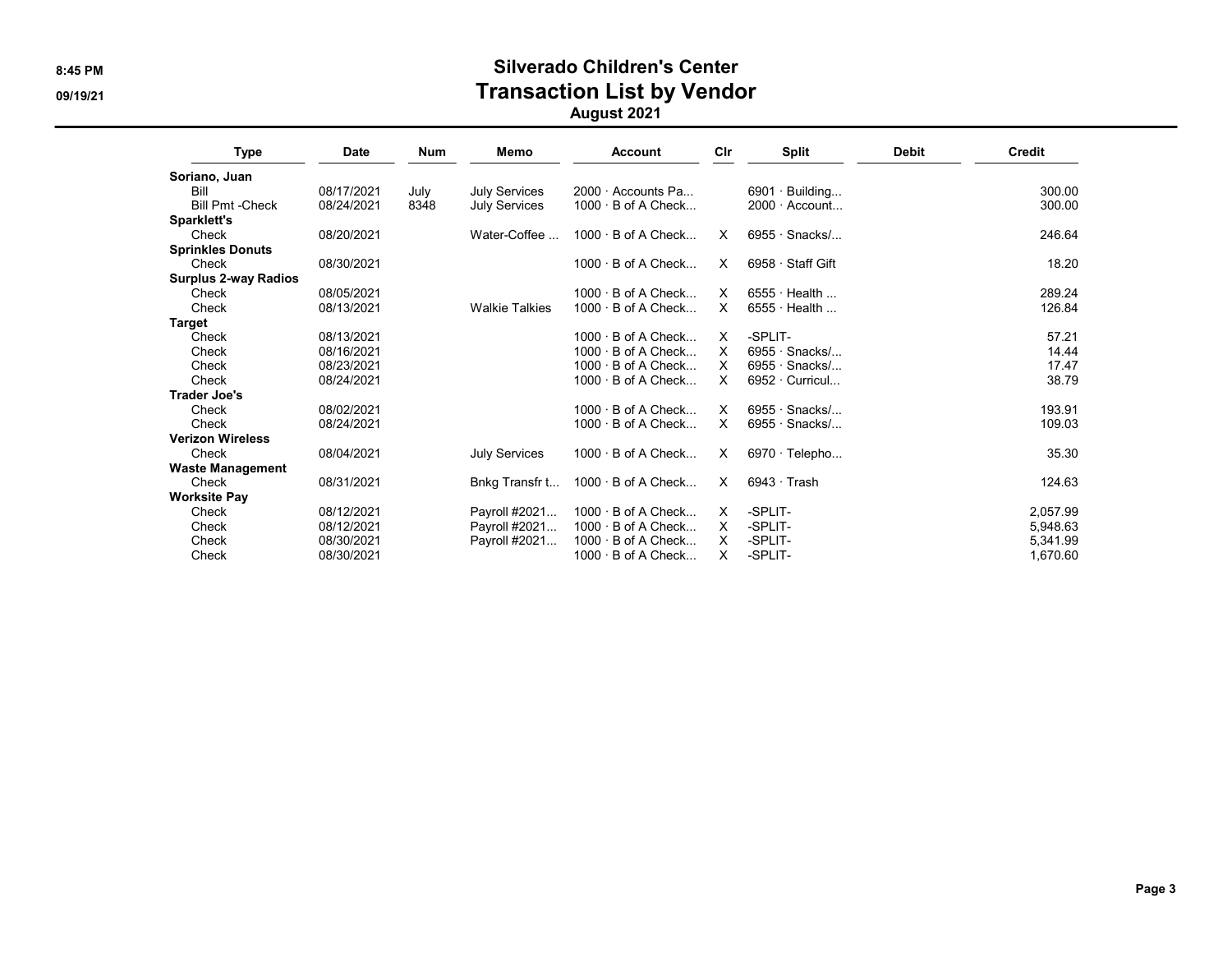# Silverado Children's Center

## Transaction List by Vendor

### August 2021

| Type | Date | Num | Memo | Account | Clr | Split | Debit | Credit |
|---|---|---|---|---|---|---|---|---|
| **Soriano, Juan** | | | | | | | | |
| Bill | 08/17/2021 | July | July Services | 2000 · Accounts Pa... | | 6901 · Building... | | 300.00 |
| Bill Pmt -Check | 08/24/2021 | 8348 | July Services | 1000 · B of A Check... | | 2000 · Account... | | 300.00 |
| **Sparklett's** | | | | | | | | |
| Check | 08/20/2021 | | Water-Coffee ... | 1000 · B of A Check... | X | 6955 · Snacks/... | | 246.64 |
| **Sprinkles Donuts** | | | | | | | | |
| Check | 08/30/2021 | | | 1000 · B of A Check... | X | 6958 · Staff Gift | | 18.20 |
| **Surplus 2-way Radios** | | | | | | | | |
| Check | 08/05/2021 | | | 1000 · B of A Check... | X | 6555 · Health ... | | 289.24 |
| Check | 08/13/2021 | | Walkie Talkies | 1000 · B of A Check... | X | 6555 · Health ... | | 126.84 |
| **Target** | | | | | | | | |
| Check | 08/13/2021 | | | 1000 · B of A Check... | X | -SPLIT- | | 57.21 |
| Check | 08/16/2021 | | | 1000 · B of A Check... | X | 6955 · Snacks/... | | 14.44 |
| Check | 08/23/2021 | | | 1000 · B of A Check... | X | 6955 · Snacks/... | | 17.47 |
| Check | 08/24/2021 | | | 1000 · B of A Check... | X | 6952 · Curricul... | | 38.79 |
| **Trader Joe's** | | | | | | | | |
| Check | 08/02/2021 | | | 1000 · B of A Check... | X | 6955 · Snacks/... | | 193.91 |
| Check | 08/24/2021 | | | 1000 · B of A Check... | X | 6955 · Snacks/... | | 109.03 |
| **Verizon Wireless** | | | | | | | | |
| Check | 08/04/2021 | | July Services | 1000 · B of A Check... | X | 6970 · Telepho... | | 35.30 |
| **Waste Management** | | | | | | | | |
| Check | 08/31/2021 | | Bnkg Transfr t... | 1000 · B of A Check... | X | 6943 · Trash | | 124.63 |
| **Worksite Pay** | | | | | | | | |
| Check | 08/12/2021 | | Payroll #2021... | 1000 · B of A Check... | X | -SPLIT- | | 2,057.99 |
| Check | 08/12/2021 | | Payroll #2021... | 1000 · B of A Check... | X | -SPLIT- | | 5,948.63 |
| Check | 08/30/2021 | | Payroll #2021... | 1000 · B of A Check... | X | -SPLIT- | | 5,341.99 |
| Check | 08/30/2021 | | | 1000 · B of A Check... | X | -SPLIT- | | 1,670.60 |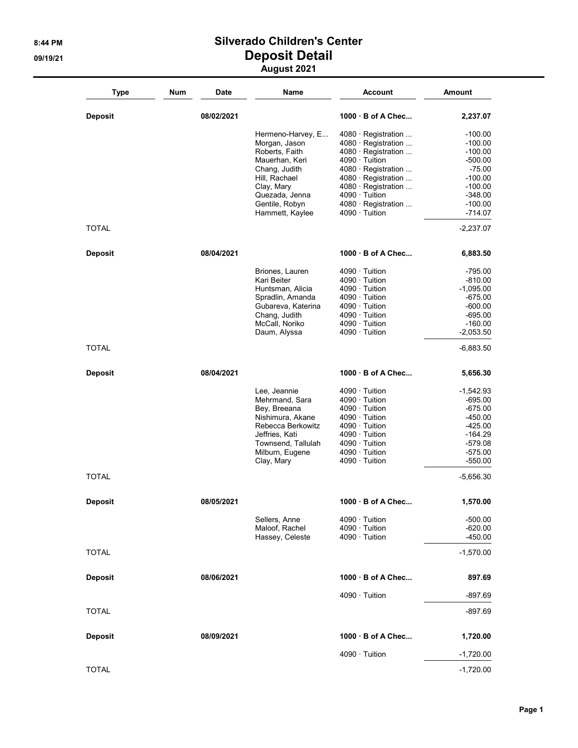# Silverado Children's Center

## Deposit Detail

### August 2021

| Type | Num | Date | Name | Account | Amount |
|---|---|---|---|---|---|
| **Deposit** | | **08/02/2021** | | **1000 · B of A Chec...** | **2,237.07** |
| | | | Hermeno-Harvey, E... | 4080 · Registration ... | -100.00 |
| | | | Morgan, Jason | 4080 · Registration ... | -100.00 |
| | | | Roberts, Faith | 4080 · Registration ... | -100.00 |
| | | | Mauerhan, Keri | 4090 · Tuition | -500.00 |
| | | | Chang, Judith | 4080 · Registration ... | -75.00 |
| | | | Hill, Rachael | 4080 · Registration ... | -100.00 |
| | | | Clay, Mary | 4080 · Registration ... | -100.00 |
| | | | Quezada, Jenna | 4090 · Tuition | -348.00 |
| | | | Gentile, Robyn | 4080 · Registration ... | -100.00 |
| | | | Hammett, Kaylee | 4090 · Tuition | -714.07 |
| TOTAL | | | | | -2,237.07 |
| **Deposit** | | **08/04/2021** | | **1000 · B of A Chec...** | **6,883.50** |
| | | | Briones, Lauren | 4090 · Tuition | -795.00 |
| | | | Kari Beiter | 4090 · Tuition | -810.00 |
| | | | Huntsman, Alicia | 4090 · Tuition | -1,095.00 |
| | | | Spradlin, Amanda | 4090 · Tuition | -675.00 |
| | | | Gubareva, Katerina | 4090 · Tuition | -600.00 |
| | | | Chang, Judith | 4090 · Tuition | -695.00 |
| | | | McCall, Noriko | 4090 · Tuition | -160.00 |
| | | | Daum, Alyssa | 4090 · Tuition | -2,053.50 |
| TOTAL | | | | | -6,883.50 |
| **Deposit** | | **08/04/2021** | | **1000 · B of A Chec...** | **5,656.30** |
| | | | Lee, Jeannie | 4090 · Tuition | -1,542.93 |
| | | | Mehrmand, Sara | 4090 · Tuition | -695.00 |
| | | | Bey, Breeana | 4090 · Tuition | -675.00 |
| | | | Nishimura, Akane | 4090 · Tuition | -450.00 |
| | | | Rebecca Berkowitz | 4090 · Tuition | -425.00 |
| | | | Jeffries, Kati | 4090 · Tuition | -164.29 |
| | | | Townsend, Tallulah | 4090 · Tuition | -579.08 |
| | | | Milburn, Eugene | 4090 · Tuition | -575.00 |
| | | | Clay, Mary | 4090 · Tuition | -550.00 |
| TOTAL | | | | | -5,656.30 |
| **Deposit** | | **08/05/2021** | | **1000 · B of A Chec...** | **1,570.00** |
| | | | Sellers, Anne | 4090 · Tuition | -500.00 |
| | | | Maloof, Rachel | 4090 · Tuition | -620.00 |
| | | | Hassey, Celeste | 4090 · Tuition | -450.00 |
| TOTAL | | | | | -1,570.00 |
| **Deposit** | | **08/06/2021** | | **1000 · B of A Chec...** | **897.69** |
| | | | | 4090 · Tuition | -897.69 |
| TOTAL | | | | | -897.69 |
| **Deposit** | | **08/09/2021** | | **1000 · B of A Chec...** | **1,720.00** |
| | | | | 4090 · Tuition | -1,720.00 |
| TOTAL | | | | | -1,720.00 |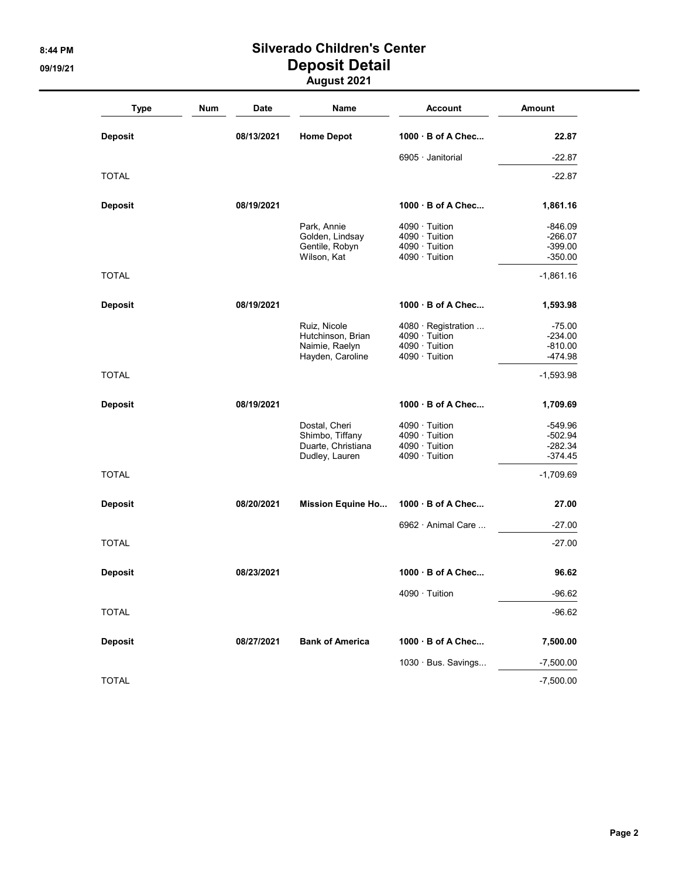# Silverado Children's Center

## Deposit Detail

### August 2021

8:44 PM
09/19/21

| Type | Num | Date | Name | Account | Amount |
|---|---|---|---|---|---|
| **Deposit** | | **08/13/2021** | **Home Depot** | **1000 · B of A Chec...** | **22.87** |
| | | | | 6905 · Janitorial | -22.87 |
| TOTAL | | | | | -22.87 |
| **Deposit** | | **08/19/2021** | | **1000 · B of A Chec...** | **1,861.16** |
| | | | Park, Annie | 4090 · Tuition | -846.09 |
| | | | Golden, Lindsay | 4090 · Tuition | -266.07 |
| | | | Gentile, Robyn | 4090 · Tuition | -399.00 |
| | | | Wilson, Kat | 4090 · Tuition | -350.00 |
| TOTAL | | | | | -1,861.16 |
| **Deposit** | | **08/19/2021** | | **1000 · B of A Chec...** | **1,593.98** |
| | | | Ruiz, Nicole | 4080 · Registration ... | -75.00 |
| | | | Hutchinson, Brian | 4090 · Tuition | -234.00 |
| | | | Naimie, Raelyn | 4090 · Tuition | -810.00 |
| | | | Hayden, Caroline | 4090 · Tuition | -474.98 |
| TOTAL | | | | | -1,593.98 |
| **Deposit** | | **08/19/2021** | | **1000 · B of A Chec...** | **1,709.69** |
| | | | Dostal, Cheri | 4090 · Tuition | -549.96 |
| | | | Shimbo, Tiffany | 4090 · Tuition | -502.94 |
| | | | Duarte, Christiana | 4090 · Tuition | -282.34 |
| | | | Dudley, Lauren | 4090 · Tuition | -374.45 |
| TOTAL | | | | | -1,709.69 |
| **Deposit** | | **08/20/2021** | **Mission Equine Ho...** | **1000 · B of A Chec...** | **27.00** |
| | | | | 6962 · Animal Care ... | -27.00 |
| TOTAL | | | | | -27.00 |
| **Deposit** | | **08/23/2021** | | **1000 · B of A Chec...** | **96.62** |
| | | | | 4090 · Tuition | -96.62 |
| TOTAL | | | | | -96.62 |
| **Deposit** | | **08/27/2021** | **Bank of America** | **1000 · B of A Chec...** | **7,500.00** |
| | | | | 1030 · Bus. Savings... | -7,500.00 |
| TOTAL | | | | | -7,500.00 |